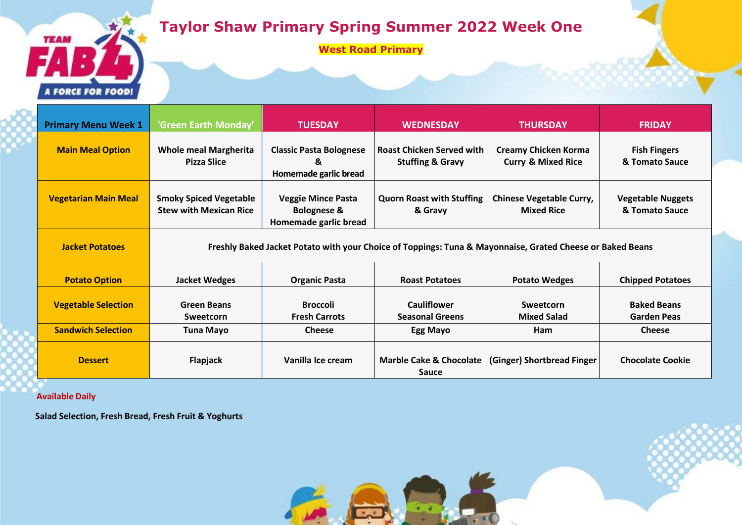# Taylor Shaw Primary Spring Summer 2022 Week One

**West Road Primary**

| Primary Menu Week 1 | 'Green Earth Monday' | TUESDAY | WEDNESDAY | THURSDAY | FRIDAY |
|---|---|---|---|---|---|
| **Main Meal Option** | Whole meal Margherita Pizza Slice | Classic Pasta Bolognese & Homemade garlic bread | Roast Chicken Served with Stuffing & Gravy | Creamy Chicken Korma Curry & Mixed Rice | Fish Fingers & Tomato Sauce |
| **Vegetarian Main Meal** | Smoky Spiced Vegetable Stew with Mexican Rice | Veggie Mince Pasta Bolognese & Homemade garlic bread | Quorn Roast with Stuffing & Gravy | Chinese Vegetable Curry, Mixed Rice | Vegetable Nuggets & Tomato Sauce |
| **Jacket Potatoes** | Freshly Baked Jacket Potato with your Choice of Toppings: Tuna & Mayonnaise, Grated Cheese or Baked Beans | | | | |
| **Potato Option** | Jacket Wedges | Organic Pasta | Roast Potatoes | Potato Wedges | Chipped Potatoes |
| **Vegetable Selection** | Green Beans Sweetcorn | Broccoli Fresh Carrots | Cauliflower Seasonal Greens | Sweetcorn Mixed Salad | Baked Beans Garden Peas |
| **Sandwich Selection** | Tuna Mayo | Cheese | Egg Mayo | Ham | Cheese |
| **Dessert** | Flapjack | Vanilla Ice cream | Marble Cake & Chocolate Sauce | (Ginger) Shortbread Finger | Chocolate Cookie |

**Available Daily**

**Salad Selection, Fresh Bread, Fresh Fruit & Yoghurts**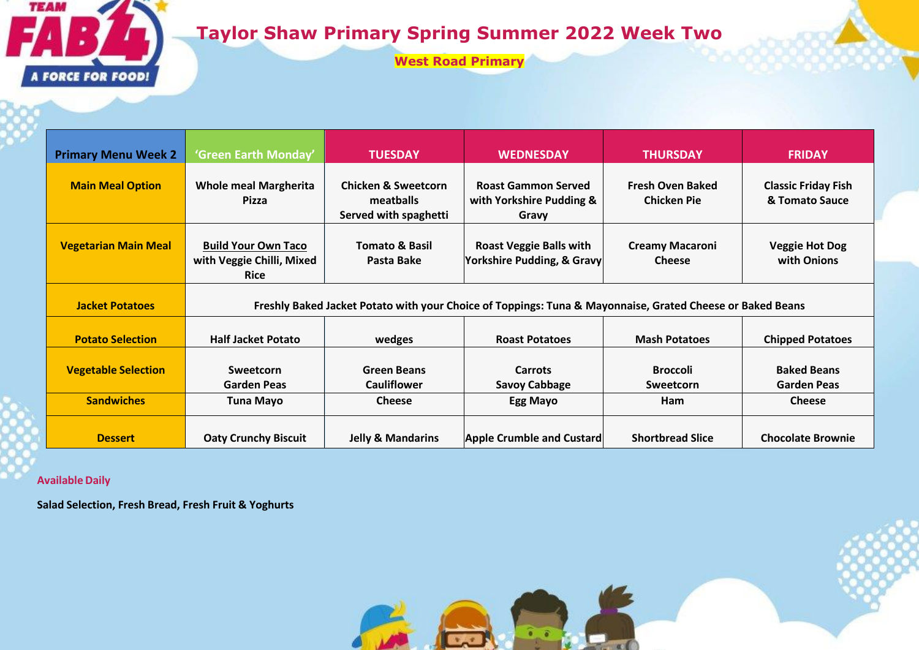# Taylor Shaw Primary Spring Summer 2022 Week Two

**West Road Primary**

| Primary Menu Week 2 | 'Green Earth Monday' | TUESDAY | WEDNESDAY | THURSDAY | FRIDAY |
|---|---|---|---|---|---|
| **Main Meal Option** | Whole meal Margherita Pizza | Chicken & Sweetcorn meatballs Served with spaghetti | Roast Gammon Served with Yorkshire Pudding & Gravy | Fresh Oven Baked Chicken Pie | Classic Friday Fish & Tomato Sauce |
| **Vegetarian Main Meal** | Build Your Own Taco with Veggie Chilli, Mixed Rice | Tomato & Basil Pasta Bake | Roast Veggie Balls with Yorkshire Pudding, & Gravy | Creamy Macaroni Cheese | Veggie Hot Dog with Onions |
| **Jacket Potatoes** | Freshly Baked Jacket Potato with your Choice of Toppings: Tuna & Mayonnaise, Grated Cheese or Baked Beans | | | | |
| **Potato Selection** | Half Jacket Potato | wedges | Roast Potatoes | Mash Potatoes | Chipped Potatoes |
| **Vegetable Selection** | Sweetcorn Garden Peas | Green Beans Cauliflower | Carrots Savoy Cabbage | Broccoli Sweetcorn | Baked Beans Garden Peas |
| **Sandwiches** | Tuna Mayo | Cheese | Egg Mayo | Ham | Cheese |
| **Dessert** | Oaty Crunchy Biscuit | Jelly & Mandarins | Apple Crumble and Custard | Shortbread Slice | Chocolate Brownie |

**Available Daily**

**Salad Selection, Fresh Bread, Fresh Fruit & Yoghurts**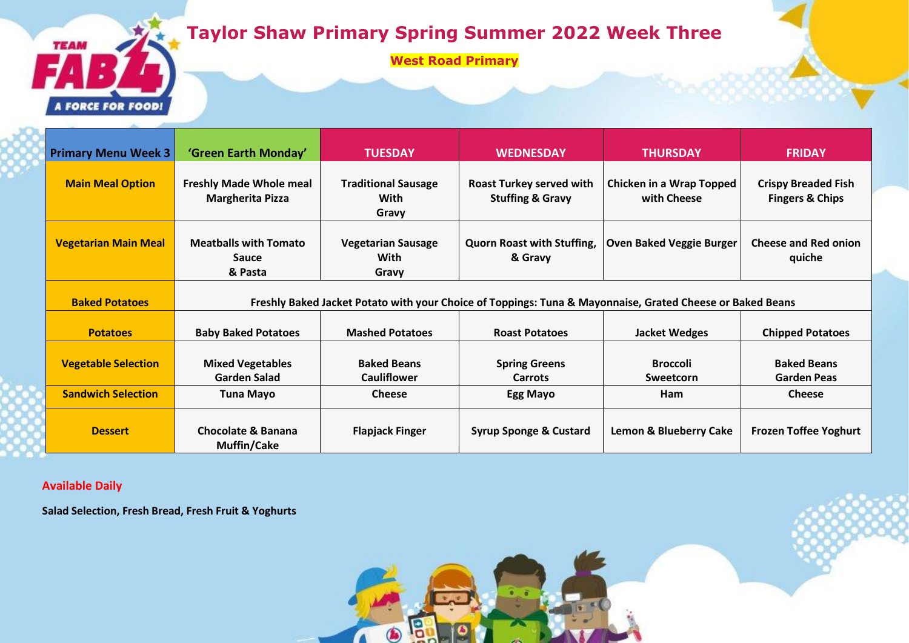# Taylor Shaw Primary Spring Summer 2022 Week Three

**West Road Primary**

| Primary Menu Week 3 | 'Green Earth Monday' | TUESDAY | WEDNESDAY | THURSDAY | FRIDAY |
|---|---|---|---|---|---|
| **Main Meal Option** | Freshly Made Whole meal Margherita Pizza | Traditional Sausage With Gravy | Roast Turkey served with Stuffing & Gravy | Chicken in a Wrap Topped with Cheese | Crispy Breaded Fish Fingers & Chips |
| **Vegetarian Main Meal** | Meatballs with Tomato Sauce & Pasta | Vegetarian Sausage With Gravy | Quorn Roast with Stuffing, & Gravy | Oven Baked Veggie Burger | Cheese and Red onion quiche |
| **Baked Potatoes** | Freshly Baked Jacket Potato with your Choice of Toppings: Tuna & Mayonnaise, Grated Cheese or Baked Beans | | | | |
| **Potatoes** | Baby Baked Potatoes | Mashed Potatoes | Roast Potatoes | Jacket Wedges | Chipped Potatoes |
| **Vegetable Selection** | Mixed Vegetables Garden Salad | Baked Beans Cauliflower | Spring Greens Carrots | Broccoli Sweetcorn | Baked Beans Garden Peas |
| **Sandwich Selection** | Tuna Mayo | Cheese | Egg Mayo | Ham | Cheese |
| **Dessert** | Chocolate & Banana Muffin/Cake | Flapjack Finger | Syrup Sponge & Custard | Lemon & Blueberry Cake | Frozen Toffee Yoghurt |

**Available Daily**

**Salad Selection, Fresh Bread, Fresh Fruit & Yoghurts**